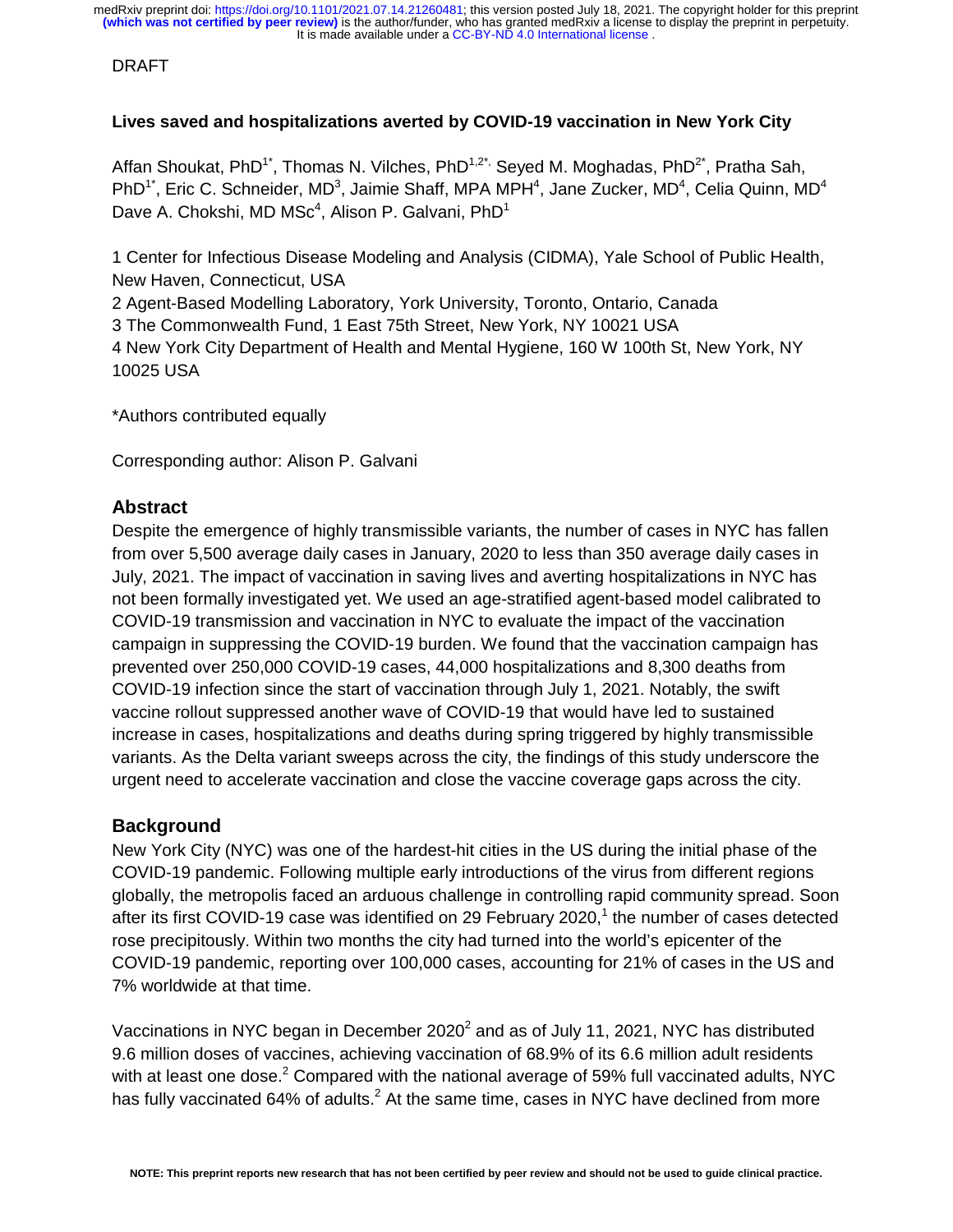DRAFT

**Lives saved and hospitalizations averted by COVID-19 vaccination in New York City**

Affan Shoukat, PhD[1*], Thomas N. Vilches, PhD[1,2*], Seyed M. Moghadas, PhD[2*], Pratha Sah, PhD[1*], Eric C. Schneider, MD[3], Jaimie Shaff, MPA MPH[4], Jane Zucker, MD[4], Celia Quinn, MD[4] Dave A. Chokshi, MD MSc[4], Alison P. Galvani, PhD[1]

1 Center for Infectious Disease Modeling and Analysis (CIDMA), Yale School of Public Health, New Haven, Connecticut, USA
2 Agent-Based Modelling Laboratory, York University, Toronto, Ontario, Canada
3 The Commonwealth Fund, 1 East 75th Street, New York, NY 10021 USA
4 New York City Department of Health and Mental Hygiene, 160 W 100th St, New York, NY 10025 USA

*Authors contributed equally

Corresponding author: Alison P. Galvani

## Abstract

Despite the emergence of highly transmissible variants, the number of cases in NYC has fallen from over 5,500 average daily cases in January, 2020 to less than 350 average daily cases in July, 2021. The impact of vaccination in saving lives and averting hospitalizations in NYC has not been formally investigated yet. We used an age-stratified agent-based model calibrated to COVID-19 transmission and vaccination in NYC to evaluate the impact of the vaccination campaign in suppressing the COVID-19 burden. We found that the vaccination campaign has prevented over 250,000 COVID-19 cases, 44,000 hospitalizations and 8,300 deaths from COVID-19 infection since the start of vaccination through July 1, 2021. Notably, the swift vaccine rollout suppressed another wave of COVID-19 that would have led to sustained increase in cases, hospitalizations and deaths during spring triggered by highly transmissible variants. As the Delta variant sweeps across the city, the findings of this study underscore the urgent need to accelerate vaccination and close the vaccine coverage gaps across the city.

## Background

New York City (NYC) was one of the hardest-hit cities in the US during the initial phase of the COVID-19 pandemic. Following multiple early introductions of the virus from different regions globally, the metropolis faced an arduous challenge in controlling rapid community spread. Soon after its first COVID-19 case was identified on 29 February 2020,[1] the number of cases detected rose precipitously. Within two months the city had turned into the world's epicenter of the COVID-19 pandemic, reporting over 100,000 cases, accounting for 21% of cases in the US and 7% worldwide at that time.

Vaccinations in NYC began in December 2020[2] and as of July 11, 2021, NYC has distributed 9.6 million doses of vaccines, achieving vaccination of 68.9% of its 6.6 million adult residents with at least one dose.[2] Compared with the national average of 59% full vaccinated adults, NYC has fully vaccinated 64% of adults.[2] At the same time, cases in NYC have declined from more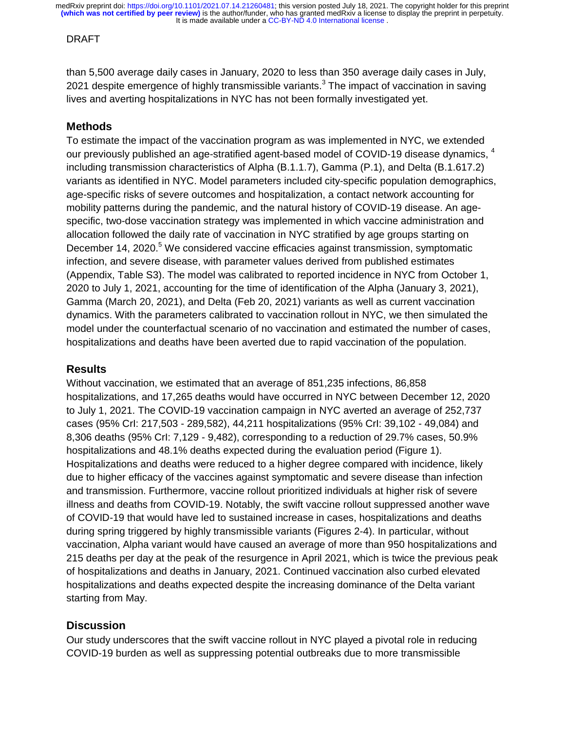than 5,500 average daily cases in January, 2020 to less than 350 average daily cases in July, 2021 despite emergence of highly transmissible variants.[3] The impact of vaccination in saving lives and averting hospitalizations in NYC has not been formally investigated yet.

## Methods

To estimate the impact of the vaccination program as was implemented in NYC, we extended our previously published an age-stratified agent-based model of COVID-19 disease dynamics, [4] including transmission characteristics of Alpha (B.1.1.7), Gamma (P.1), and Delta (B.1.617.2) variants as identified in NYC. Model parameters included city-specific population demographics, age-specific risks of severe outcomes and hospitalization, a contact network accounting for mobility patterns during the pandemic, and the natural history of COVID-19 disease. An age-specific, two-dose vaccination strategy was implemented in which vaccine administration and allocation followed the daily rate of vaccination in NYC stratified by age groups starting on December 14, 2020.[5] We considered vaccine efficacies against transmission, symptomatic infection, and severe disease, with parameter values derived from published estimates (Appendix, Table S3). The model was calibrated to reported incidence in NYC from October 1, 2020 to July 1, 2021, accounting for the time of identification of the Alpha (January 3, 2021), Gamma (March 20, 2021), and Delta (Feb 20, 2021) variants as well as current vaccination dynamics. With the parameters calibrated to vaccination rollout in NYC, we then simulated the model under the counterfactual scenario of no vaccination and estimated the number of cases, hospitalizations and deaths have been averted due to rapid vaccination of the population.

## Results

Without vaccination, we estimated that an average of 851,235 infections, 86,858 hospitalizations, and 17,265 deaths would have occurred in NYC between December 12, 2020 to July 1, 2021. The COVID-19 vaccination campaign in NYC averted an average of 252,737 cases (95% CrI: 217,503 - 289,582), 44,211 hospitalizations (95% CrI: 39,102 - 49,084) and 8,306 deaths (95% CrI: 7,129 - 9,482), corresponding to a reduction of 29.7% cases, 50.9% hospitalizations and 48.1% deaths expected during the evaluation period (Figure 1). Hospitalizations and deaths were reduced to a higher degree compared with incidence, likely due to higher efficacy of the vaccines against symptomatic and severe disease than infection and transmission. Furthermore, vaccine rollout prioritized individuals at higher risk of severe illness and deaths from COVID-19. Notably, the swift vaccine rollout suppressed another wave of COVID-19 that would have led to sustained increase in cases, hospitalizations and deaths during spring triggered by highly transmissible variants (Figures 2-4). In particular, without vaccination, Alpha variant would have caused an average of more than 950 hospitalizations and 215 deaths per day at the peak of the resurgence in April 2021, which is twice the previous peak of hospitalizations and deaths in January, 2021. Continued vaccination also curbed elevated hospitalizations and deaths expected despite the increasing dominance of the Delta variant starting from May.

## Discussion

Our study underscores that the swift vaccine rollout in NYC played a pivotal role in reducing COVID-19 burden as well as suppressing potential outbreaks due to more transmissible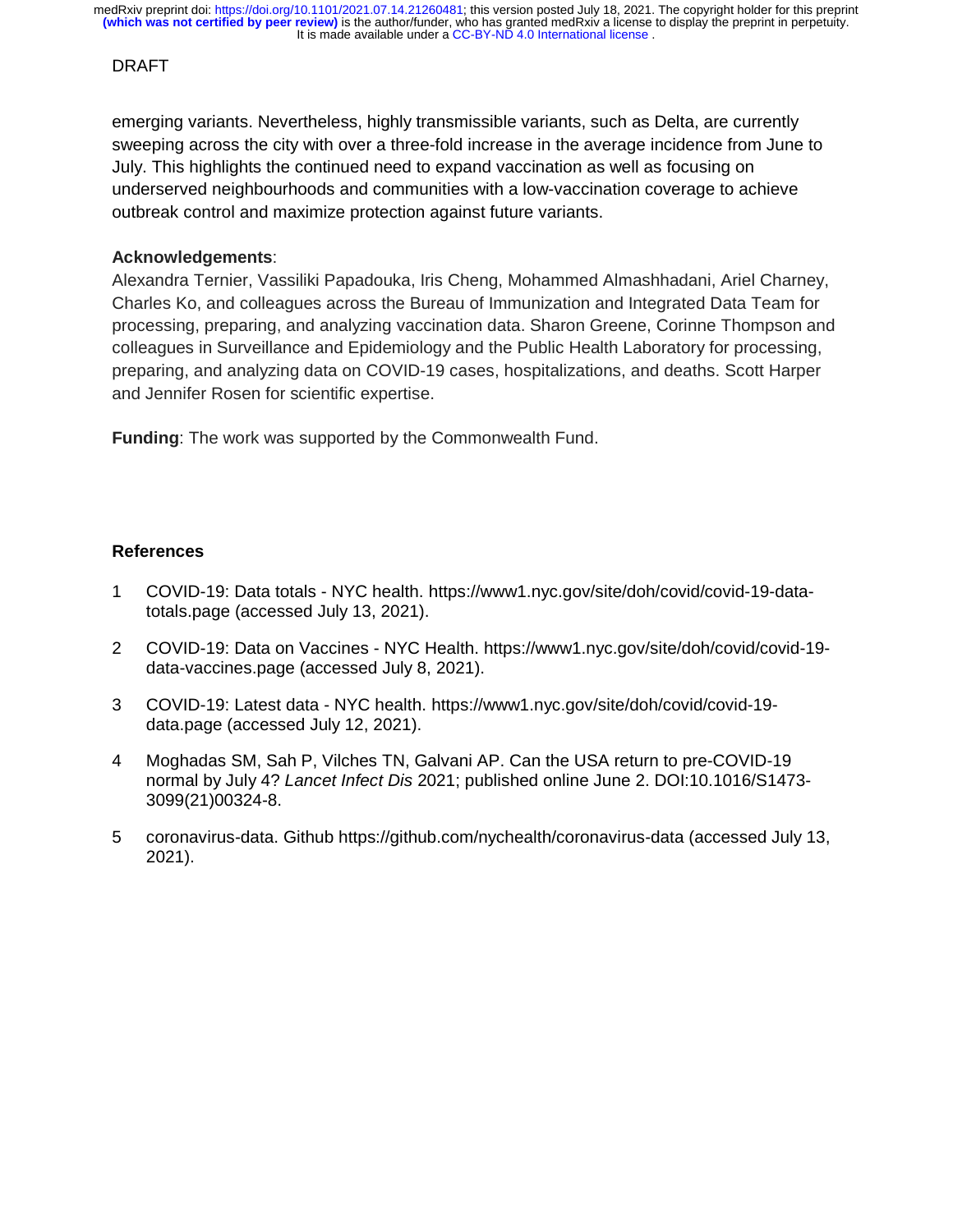DRAFT

emerging variants. Nevertheless, highly transmissible variants, such as Delta, are currently sweeping across the city with over a three-fold increase in the average incidence from June to July. This highlights the continued need to expand vaccination as well as focusing on underserved neighbourhoods and communities with a low-vaccination coverage to achieve outbreak control and maximize protection against future variants.

**Acknowledgements**:

Alexandra Ternier, Vassiliki Papadouka, Iris Cheng, Mohammed Almashhadani, Ariel Charney, Charles Ko, and colleagues across the Bureau of Immunization and Integrated Data Team for processing, preparing, and analyzing vaccination data. Sharon Greene, Corinne Thompson and colleagues in Surveillance and Epidemiology and the Public Health Laboratory for processing, preparing, and analyzing data on COVID-19 cases, hospitalizations, and deaths. Scott Harper and Jennifer Rosen for scientific expertise.

**Funding**: The work was supported by the Commonwealth Fund.

## References

1. COVID-19: Data totals - NYC health. https://www1.nyc.gov/site/doh/covid/covid-19-data-totals.page (accessed July 13, 2021).

2. COVID-19: Data on Vaccines - NYC Health. https://www1.nyc.gov/site/doh/covid/covid-19-data-vaccines.page (accessed July 8, 2021).

3. COVID-19: Latest data - NYC health. https://www1.nyc.gov/site/doh/covid/covid-19-data.page (accessed July 12, 2021).

4. Moghadas SM, Sah P, Vilches TN, Galvani AP. Can the USA return to pre-COVID-19 normal by July 4? *Lancet Infect Dis* 2021; published online June 2. DOI:10.1016/S1473-3099(21)00324-8.

5. coronavirus-data. Github https://github.com/nychealth/coronavirus-data (accessed July 13, 2021).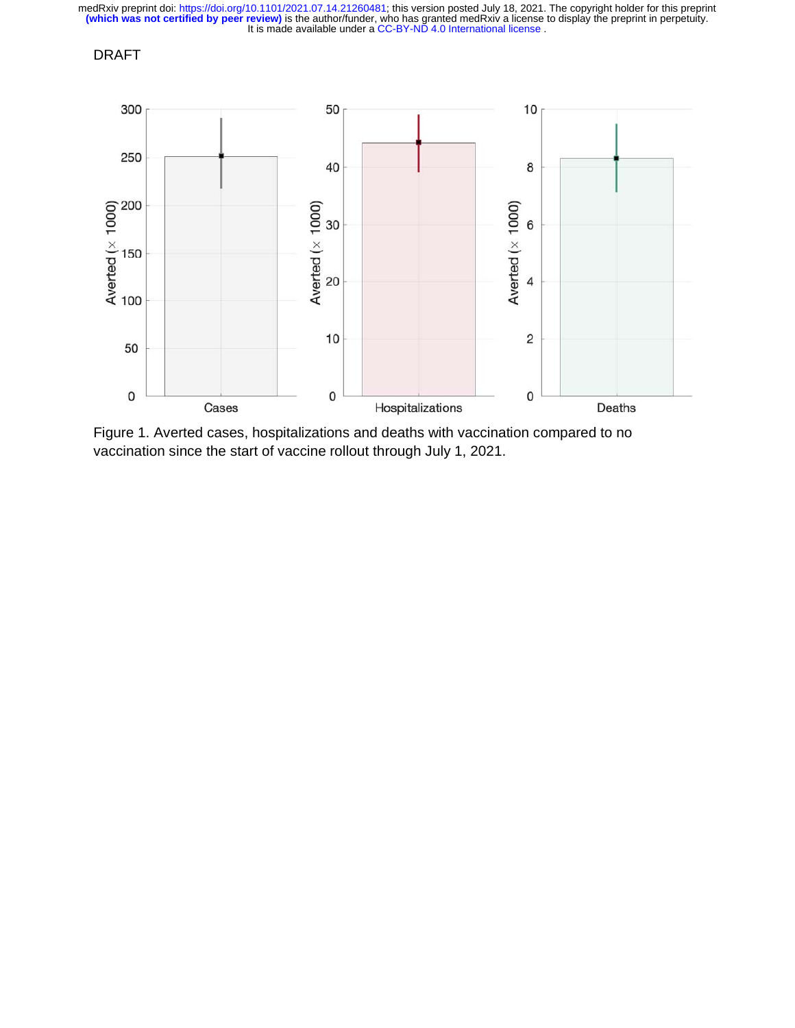DRAFT

Figure 1. Averted cases, hospitalizations and deaths with vaccination compared to no vaccination since the start of vaccine rollout through July 1, 2021.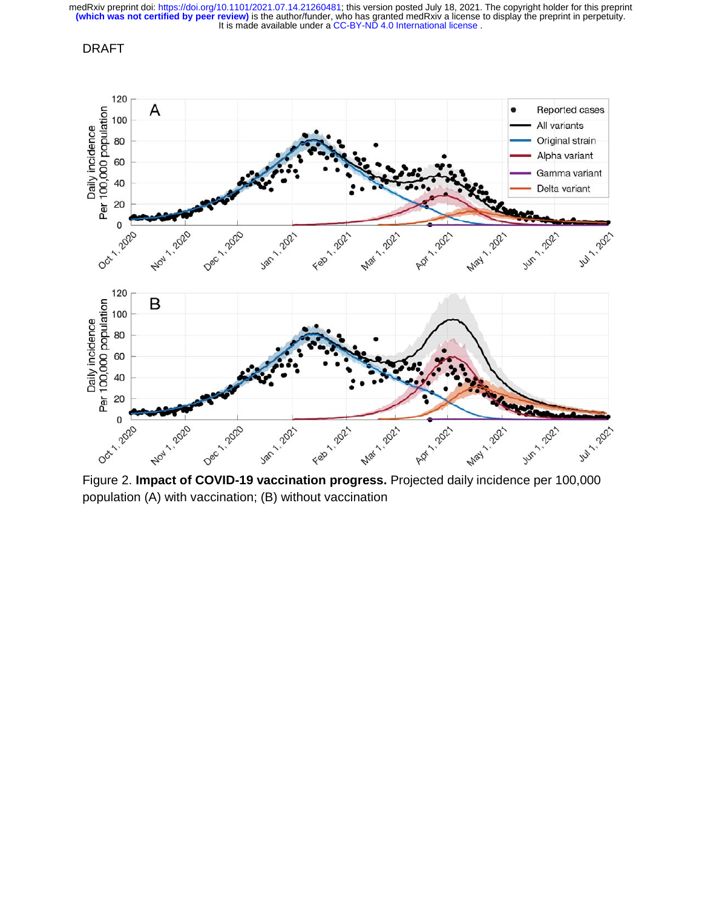DRAFT

Figure 2. **Impact of COVID-19 vaccination progress.** Projected daily incidence per 100,000 population (A) with vaccination; (B) without vaccination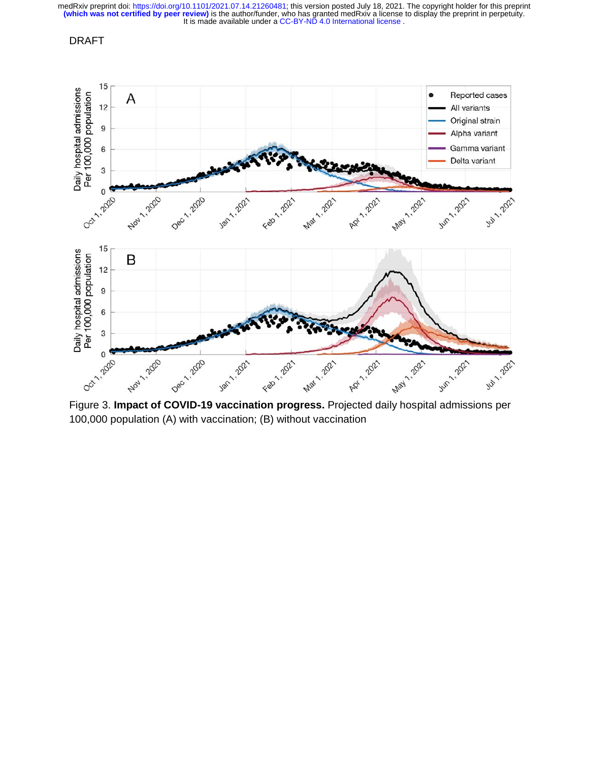DRAFT

Figure 3. **Impact of COVID-19 vaccination progress.** Projected daily hospital admissions per 100,000 population (A) with vaccination; (B) without vaccination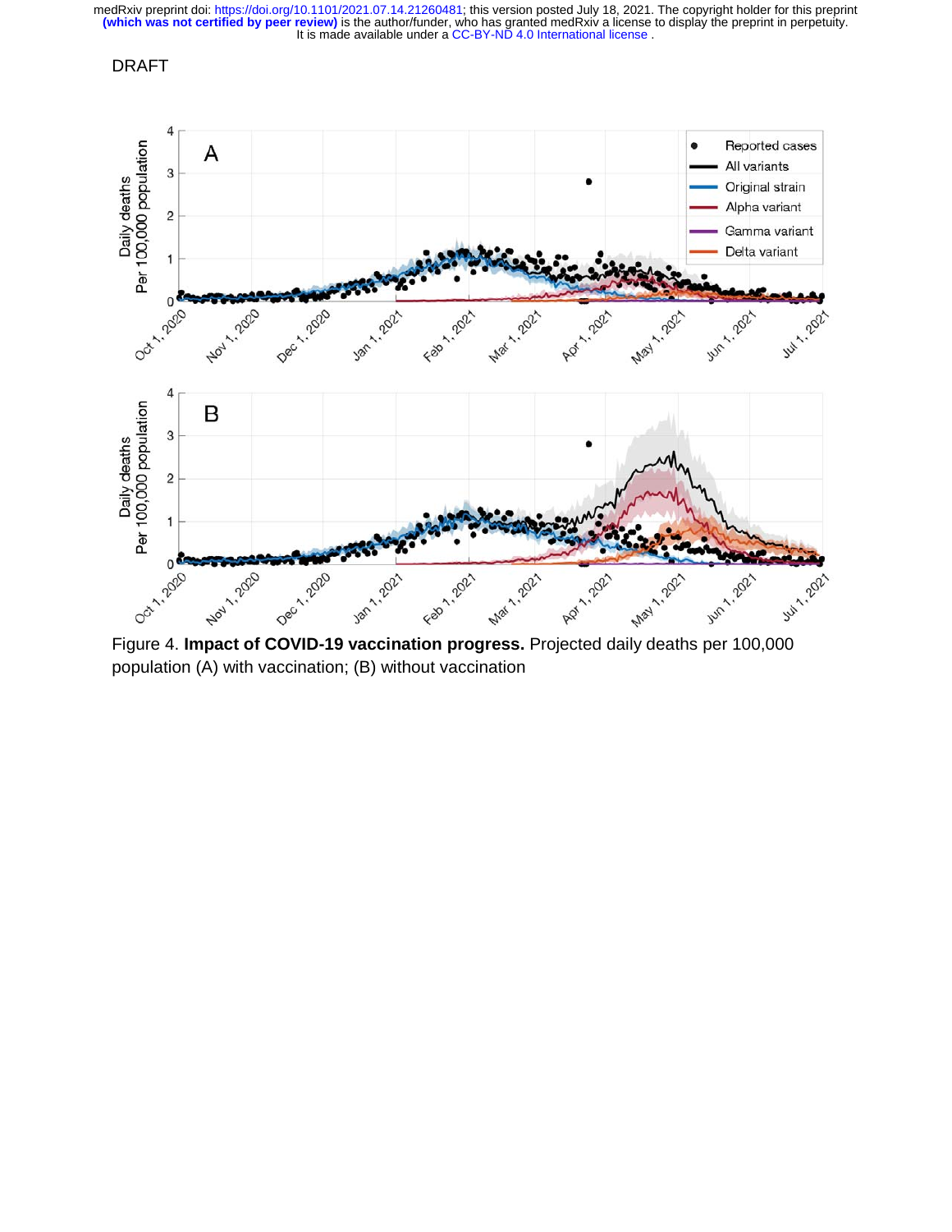DRAFT

A

Daily deaths
Per 100,000 population

4
3
2
1
0

Reported cases
All variants
Original strain
Alpha variant
Gamma variant
Delta variant

Oct 1, 2020
Nov 1, 2020
Dec 1, 2020
Jan 1, 2021
Feb 1, 2021
Mar 1, 2021
Apr 1, 2021
May 1, 2021
Jun 1, 2021
Jul 1, 2021

B

Daily deaths
Per 100,000 population

4
3
2
1
0

Oct 1, 2020
Nov 1, 2020
Dec 1, 2020
Jan 1, 2021
Feb 1, 2021
Mar 1, 2021
Apr 1, 2021
May 1, 2021
Jun 1, 2021
Jul 1, 2021

Figure 4. **Impact of COVID-19 vaccination progress.** Projected daily deaths per 100,000 population (A) with vaccination; (B) without vaccination